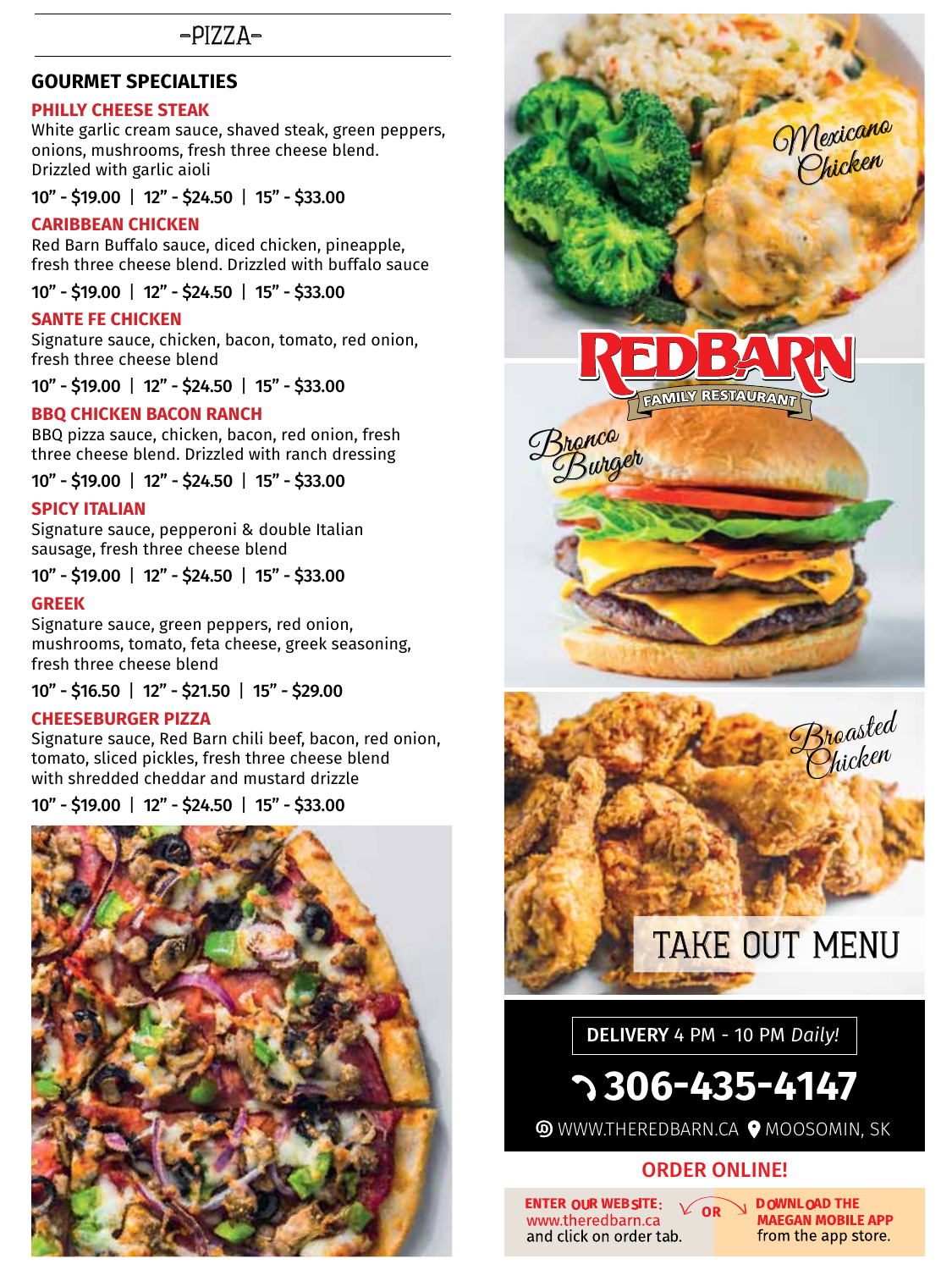# -PIZZA-

## GOURMET SPECIALTIES

### PHILLY CHEESE STEAK
White garlic cream sauce, shaved steak, green peppers, onions, mushrooms, fresh three cheese blend. Drizzled with garlic aioli

**10" - $19.00 | 12" - $24.50 | 15" - $33.00**

### CARIBBEAN CHICKEN
Red Barn Buffalo sauce, diced chicken, pineapple, fresh three cheese blend. Drizzled with buffalo sauce

**10" - $19.00 | 12" - $24.50 | 15" - $33.00**

### SANTE FE CHICKEN
Signature sauce, chicken, bacon, tomato, red onion, fresh three cheese blend

**10" - $19.00 | 12" - $24.50 | 15" - $33.00**

### BBQ CHICKEN BACON RANCH
BBQ pizza sauce, chicken, bacon, red onion, fresh three cheese blend. Drizzled with ranch dressing

**10" - $19.00 | 12" - $24.50 | 15" - $33.00**

### SPICY ITALIAN
Signature sauce, pepperoni & double Italian sausage, fresh three cheese blend

**10" - $19.00 | 12" - $24.50 | 15" - $33.00**

### GREEK
Signature sauce, green peppers, red onion, mushrooms, tomato, feta cheese, greek seasoning, fresh three cheese blend

**10" - $16.50 | 12" - $21.50 | 15" - $29.00**

### CHEESEBURGER PIZZA
Signature sauce, Red Barn chili beef, bacon, red onion, tomato, sliced pickles, fresh three cheese blend with shredded cheddar and mustard drizzle

**10" - $19.00 | 12" - $24.50 | 15" - $33.00**

*Mexicano Chicken*

# REDBARN
FAMILY RESTAURANT

*Bronco Burger*

*Broasted Chicken*

# TAKE OUT MENU

**DELIVERY** 4 PM - 10 PM *Daily!*

**306-435-4147**

WWW.THEREDBARN.CA | MOOSOMIN, SK

## ORDER ONLINE!

**ENTER OUR WEBSITE:** www.theredbarn.ca and click on order tab.

**OR**

**DOWNLOAD THE MAEGAN MOBILE APP** from the app store.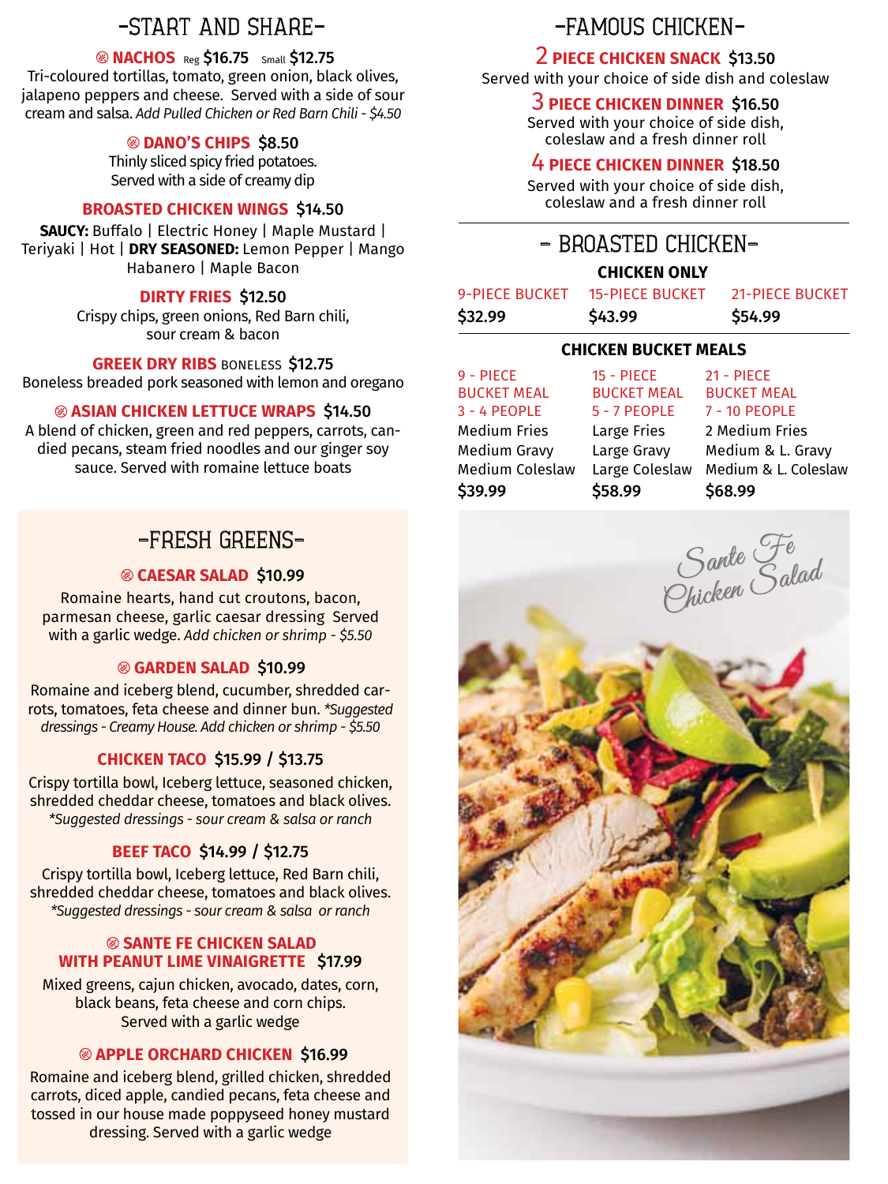## -START AND SHARE-

**⊗ NACHOS** Reg **$16.75** Small **$12.75**
Tri-coloured tortillas, tomato, green onion, black olives, jalapeno peppers and cheese. Served with a side of sour cream and salsa. *Add Pulled Chicken or Red Barn Chili - $4.50*

**⊗ DANO'S CHIPS $8.50**
Thinly sliced spicy fried potatoes. Served with a side of creamy dip

**BROASTED CHICKEN WINGS $14.50**
**SAUCY:** Buffalo | Electric Honey | Maple Mustard | Teriyaki | Hot | **DRY SEASONED:** Lemon Pepper | Mango Habanero | Maple Bacon

**DIRTY FRIES $12.50**
Crispy chips, green onions, Red Barn chili, sour cream & bacon

**GREEK DRY RIBS** BONELESS **$12.75**
Boneless breaded pork seasoned with lemon and oregano

**⊗ ASIAN CHICKEN LETTUCE WRAPS $14.50**
A blend of chicken, green and red peppers, carrots, candied pecans, steam fried noodles and our ginger soy sauce. Served with romaine lettuce boats

## -FRESH GREENS-

**⊗ CAESAR SALAD $10.99**
Romaine hearts, hand cut croutons, bacon, parmesan cheese, garlic caesar dressing Served with a garlic wedge. *Add chicken or shrimp - $5.50*

**⊗ GARDEN SALAD $10.99**
Romaine and iceberg blend, cucumber, shredded carrots, tomatoes, feta cheese and dinner bun. *\*Suggested dressings - Creamy House. Add chicken or shrimp - $5.50*

**CHICKEN TACO $15.99 / $13.75**
Crispy tortilla bowl, Iceberg lettuce, seasoned chicken, shredded cheddar cheese, tomatoes and black olives. *\*Suggested dressings - sour cream & salsa or ranch*

**BEEF TACO $14.99 / $12.75**
Crispy tortilla bowl, Iceberg lettuce, Red Barn chili, shredded cheddar cheese, tomatoes and black olives. *\*Suggested dressings - sour cream & salsa or ranch*

**⊗ SANTE FE CHICKEN SALAD WITH PEANUT LIME VINAIGRETTE $17.99**
Mixed greens, cajun chicken, avocado, dates, corn, black beans, feta cheese and corn chips. Served with a garlic wedge

**⊗ APPLE ORCHARD CHICKEN $16.99**
Romaine and iceberg blend, grilled chicken, shredded carrots, diced apple, candied pecans, feta cheese and tossed in our house made poppyseed honey mustard dressing. Served with a garlic wedge

## -FAMOUS CHICKEN-

**2 PIECE CHICKEN SNACK $13.50**
Served with your choice of side dish and coleslaw

**3 PIECE CHICKEN DINNER $16.50**
Served with your choice of side dish, coleslaw and a fresh dinner roll

**4 PIECE CHICKEN DINNER $18.50**
Served with your choice of side dish, coleslaw and a fresh dinner roll

## - BROASTED CHICKEN-

### CHICKEN ONLY

| 9-PIECE BUCKET | 15-PIECE BUCKET | 21-PIECE BUCKET |
|---|---|---|
| **$32.99** | **$43.99** | **$54.99** |

### CHICKEN BUCKET MEALS

| 9 - PIECE BUCKET MEAL | 15 - PIECE BUCKET MEAL | 21 - PIECE BUCKET MEAL |
|---|---|---|
| 3 - 4 PEOPLE | 5 - 7 PEOPLE | 7 - 10 PEOPLE |
| Medium Fries | Large Fries | 2 Medium Fries |
| Medium Gravy | Large Gravy | Medium & L. Gravy |
| Medium Coleslaw | Large Coleslaw | Medium & L. Coleslaw |
| **$39.99** | **$58.99** | **$68.99** |

Sante Fe Chicken Salad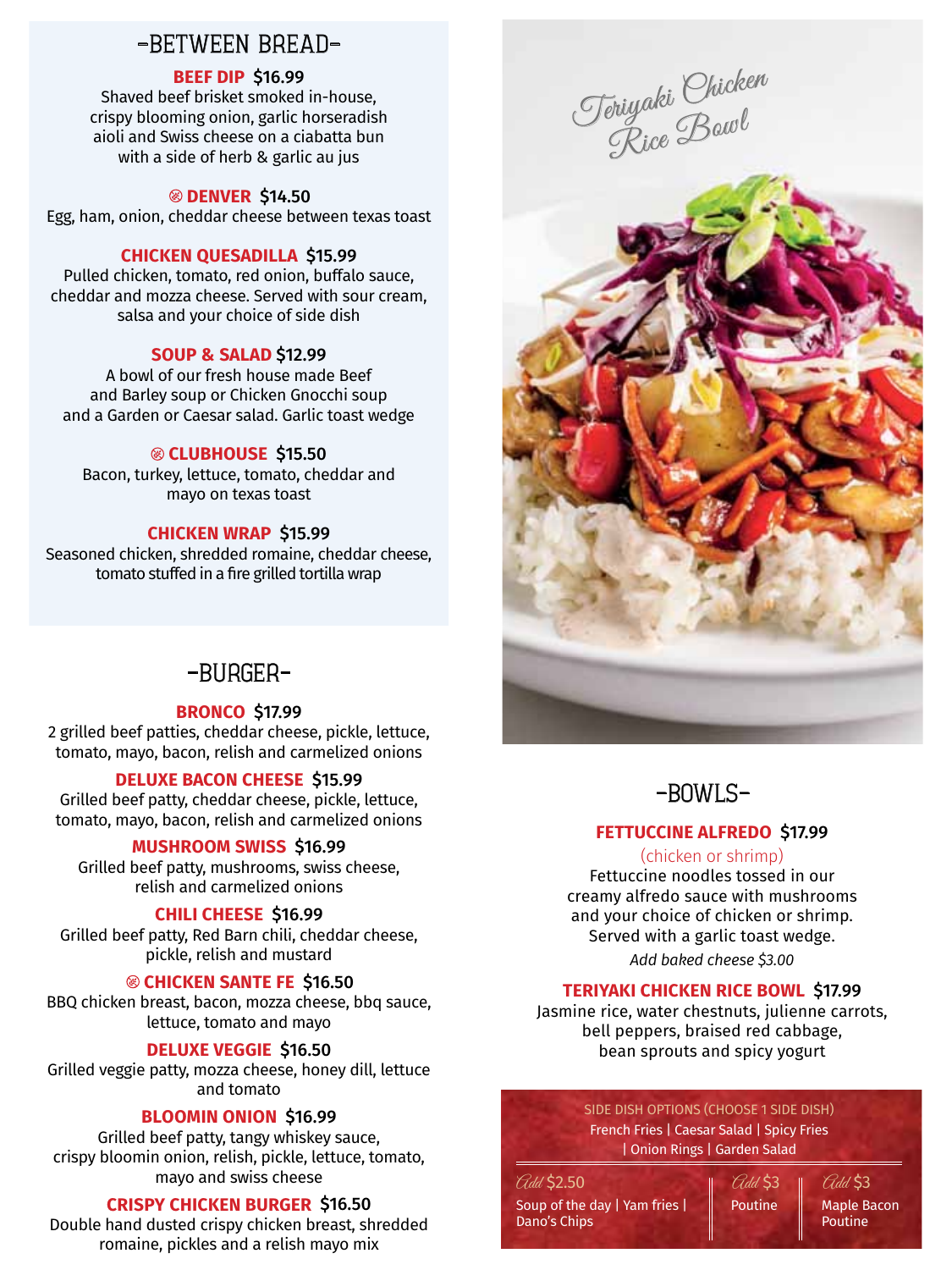## -BETWEEN BREAD-

**BEEF DIP** $16.99
Shaved beef brisket smoked in-house, crispy blooming onion, garlic horseradish aioli and Swiss cheese on a ciabatta bun with a side of herb & garlic au jus

**DENVER** $14.50
Egg, ham, onion, cheddar cheese between texas toast

**CHICKEN QUESADILLA** $15.99
Pulled chicken, tomato, red onion, buffalo sauce, cheddar and mozza cheese. Served with sour cream, salsa and your choice of side dish

**SOUP & SALAD** $12.99
A bowl of our fresh house made Beef and Barley soup or Chicken Gnocchi soup and a Garden or Caesar salad. Garlic toast wedge

**CLUBHOUSE** $15.50
Bacon, turkey, lettuce, tomato, cheddar and mayo on texas toast

**CHICKEN WRAP** $15.99
Seasoned chicken, shredded romaine, cheddar cheese, tomato stuffed in a fire grilled tortilla wrap

## -BURGER-

**BRONCO** $17.99
2 grilled beef patties, cheddar cheese, pickle, lettuce, tomato, mayo, bacon, relish and carmelized onions

**DELUXE BACON CHEESE** $15.99
Grilled beef patty, cheddar cheese, pickle, lettuce, tomato, mayo, bacon, relish and carmelized onions

**MUSHROOM SWISS** $16.99
Grilled beef patty, mushrooms, swiss cheese, relish and carmelized onions

**CHILI CHEESE** $16.99
Grilled beef patty, Red Barn chili, cheddar cheese, pickle, relish and mustard

**CHICKEN SANTE FE** $16.50
BBQ chicken breast, bacon, mozza cheese, bbq sauce, lettuce, tomato and mayo

**DELUXE VEGGIE** $16.50
Grilled veggie patty, mozza cheese, honey dill, lettuce and tomato

**BLOOMIN ONION** $16.99
Grilled beef patty, tangy whiskey sauce, crispy bloomin onion, relish, pickle, lettuce, tomato, mayo and swiss cheese

**CRISPY CHICKEN BURGER** $16.50
Double hand dusted crispy chicken breast, shredded romaine, pickles and a relish mayo mix

*Teriyaki Chicken Rice Bowl*

## -BOWLS-

**FETTUCCINE ALFREDO** $17.99
(chicken or shrimp)
Fettuccine noodles tossed in our creamy alfredo sauce with mushrooms and your choice of chicken or shrimp. Served with a garlic toast wedge.
*Add baked cheese $3.00*

**TERIYAKI CHICKEN RICE BOWL** $17.99
Jasmine rice, water chestnuts, julienne carrots, bell peppers, braised red cabbage, bean sprouts and spicy yogurt

SIDE DISH OPTIONS (CHOOSE 1 SIDE DISH)
French Fries | Caesar Salad | Spicy Fries | Onion Rings | Garden Salad

*Add* $2.50
Soup of the day | Yam fries | Dano's Chips

*Add* $3
Poutine

*Add* $3
Maple Bacon Poutine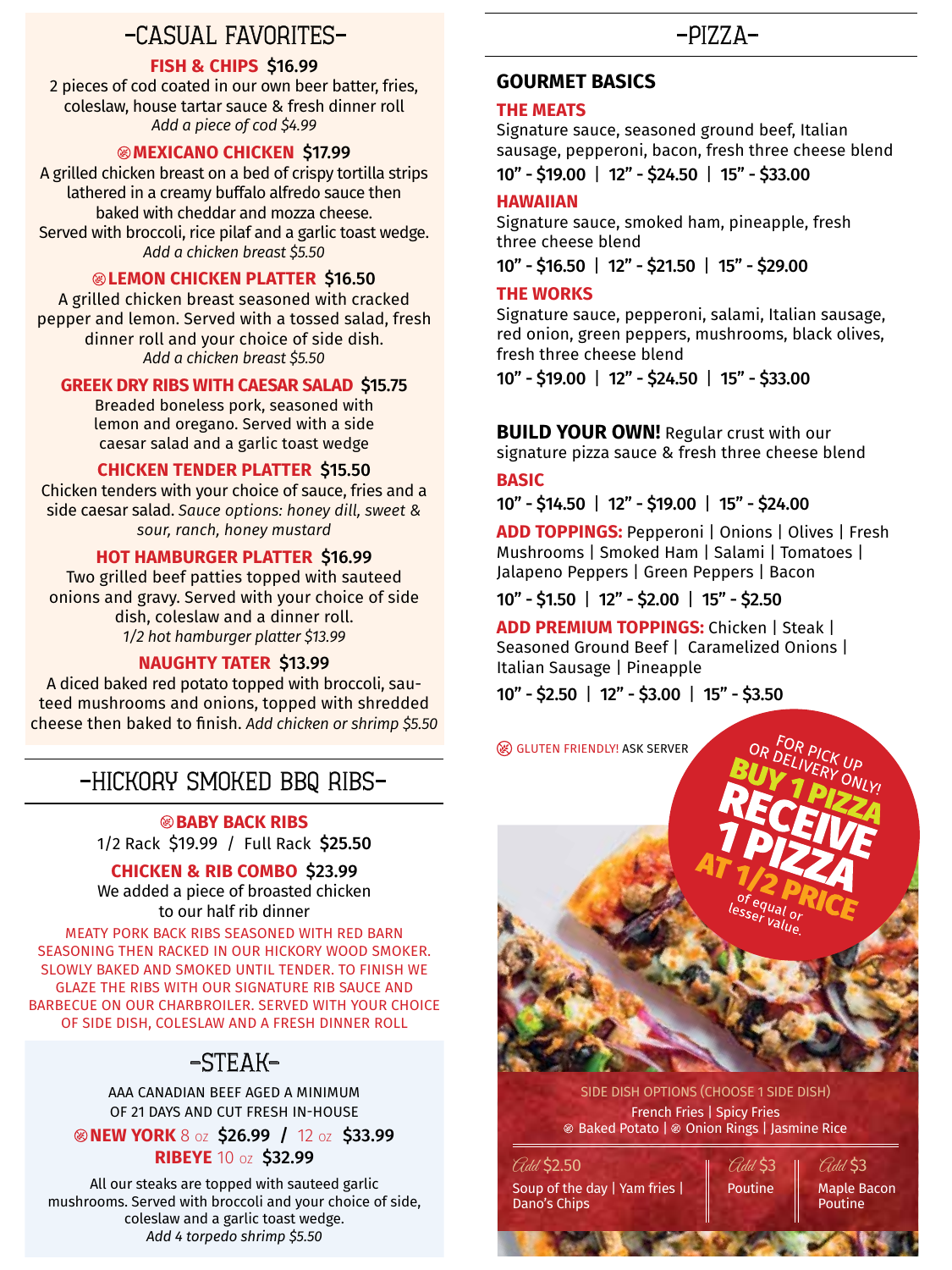# -CASUAL FAVORITES-

### FISH & CHIPS $16.99

2 pieces of cod coated in our own beer batter, fries, coleslaw, house tartar sauce & fresh dinner roll
*Add a piece of cod $4.99*

### ⊗MEXICANO CHICKEN $17.99

A grilled chicken breast on a bed of crispy tortilla strips lathered in a creamy buffalo alfredo sauce then baked with cheddar and mozza cheese.
Served with broccoli, rice pilaf and a garlic toast wedge.
*Add a chicken breast $5.50*

### ⊗LEMON CHICKEN PLATTER $16.50

A grilled chicken breast seasoned with cracked pepper and lemon. Served with a tossed salad, fresh dinner roll and your choice of side dish.
*Add a chicken breast $5.50*

### GREEK DRY RIBS WITH CAESAR SALAD $15.75

Breaded boneless pork, seasoned with lemon and oregano. Served with a side caesar salad and a garlic toast wedge

### CHICKEN TENDER PLATTER $15.50

Chicken tenders with your choice of sauce, fries and a side caesar salad. *Sauce options: honey dill, sweet & sour, ranch, honey mustard*

### HOT HAMBURGER PLATTER $16.99

Two grilled beef patties topped with sauteed onions and gravy. Served with your choice of side dish, coleslaw and a dinner roll.
*1/2 hot hamburger platter $13.99*

### NAUGHTY TATER $13.99

A diced baked red potato topped with broccoli, sauteed mushrooms and onions, topped with shredded cheese then baked to finish. *Add chicken or shrimp $5.50*

# -HICKORY SMOKED BBQ RIBS-

### ⊗BABY BACK RIBS

1/2 Rack $19.99 / Full Rack $25.50

### CHICKEN & RIB COMBO $23.99

We added a piece of broasted chicken to our half rib dinner

MEATY PORK BACK RIBS SEASONED WITH RED BARN SEASONING THEN RACKED IN OUR HICKORY WOOD SMOKER. SLOWLY BAKED AND SMOKED UNTIL TENDER. TO FINISH WE GLAZE THE RIBS WITH OUR SIGNATURE RIB SAUCE AND BARBECUE ON OUR CHARBROILER. SERVED WITH YOUR CHOICE OF SIDE DISH, COLESLAW AND A FRESH DINNER ROLL

# -STEAK-

AAA CANADIAN BEEF AGED A MINIMUM OF 21 DAYS AND CUT FRESH IN-HOUSE

### ⊗NEW YORK 8 oz $26.99 / 12 oz $33.99
### RIBEYE 10 oz $32.99

All our steaks are topped with sauteed garlic mushrooms. Served with broccoli and your choice of side, coleslaw and a garlic toast wedge.
*Add 4 torpedo shrimp $5.50*

# -PIZZA-

## GOURMET BASICS

### THE MEATS

Signature sauce, seasoned ground beef, Italian sausage, pepperoni, bacon, fresh three cheese blend

**10" - $19.00 | 12" - $24.50 | 15" - $33.00**

### HAWAIIAN

Signature sauce, smoked ham, pineapple, fresh three cheese blend

**10" - $16.50 | 12" - $21.50 | 15" - $29.00**

### THE WORKS

Signature sauce, pepperoni, salami, Italian sausage, red onion, green peppers, mushrooms, black olives, fresh three cheese blend

**10" - $19.00 | 12" - $24.50 | 15" - $33.00**

## BUILD YOUR OWN!

Regular crust with our signature pizza sauce & fresh three cheese blend

### BASIC

**10" - $14.50 | 12" - $19.00 | 15" - $24.00**

**ADD TOPPINGS:** Pepperoni | Onions | Olives | Fresh Mushrooms | Smoked Ham | Salami | Tomatoes | Jalapeno Peppers | Green Peppers | Bacon

**10" - $1.50 | 12" - $2.00 | 15" - $2.50**

**ADD PREMIUM TOPPINGS:** Chicken | Steak | Seasoned Ground Beef | Caramelized Onions | Italian Sausage | Pineapple

**10" - $2.50 | 12" - $3.00 | 15" - $3.50**

⊗ GLUTEN FRIENDLY! ASK SERVER

FOR PICK UP OR DELIVERY ONLY! **BUY 1 PIZZA RECEIVE 1 PIZZA AT 1/2 PRICE** of equal or lesser value.

SIDE DISH OPTIONS (CHOOSE 1 SIDE DISH)

French Fries | Spicy Fries
⊗ Baked Potato | ⊗ Onion Rings | Jasmine Rice

*Add* $2.50 — Soup of the day | Yam fries | Dano's Chips

*Add* $3 — Poutine

*Add* $3 — Maple Bacon Poutine